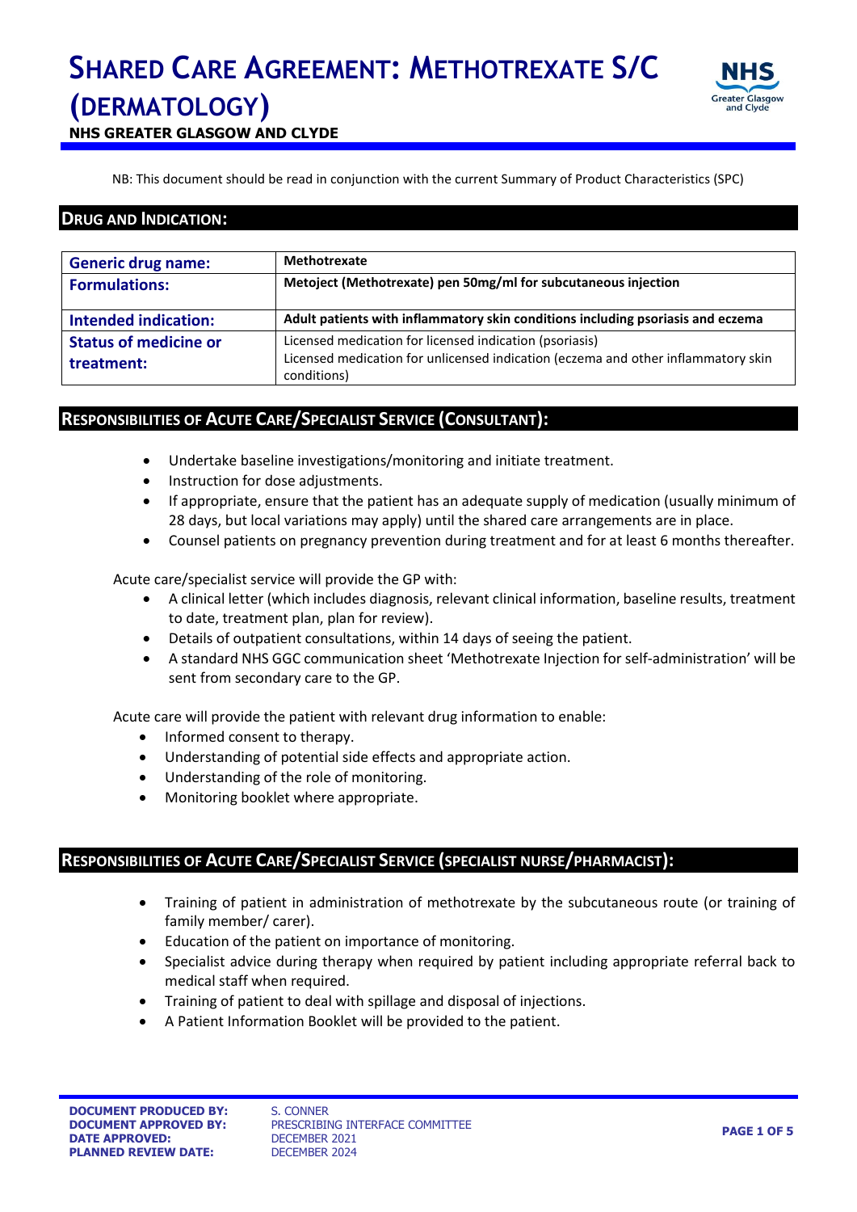# Shared Care Agreement: Methotrexate S/C (Dermatology)

**NHS GREATER GLASGOW AND CLYDE**

NB: This document should be read in conjunction with the current Summary of Product Characteristics (SPC)

## Drug and Indication:

| | |
|---|---|
| **Generic drug name:** | **Methotrexate** |
| **Formulations:** | **Metoject (Methotrexate) pen 50mg/ml for subcutaneous injection** |
| **Intended indication:** | **Adult patients with inflammatory skin conditions including psoriasis and eczema** |
| **Status of medicine or treatment:** | Licensed medication for licensed indication (psoriasis)<br>Licensed medication for unlicensed indication (eczema and other inflammatory skin conditions) |

## Responsibilities of Acute Care/Specialist Service (Consultant):

- Undertake baseline investigations/monitoring and initiate treatment.
- Instruction for dose adjustments.
- If appropriate, ensure that the patient has an adequate supply of medication (usually minimum of 28 days, but local variations may apply) until the shared care arrangements are in place.
- Counsel patients on pregnancy prevention during treatment and for at least 6 months thereafter.

Acute care/specialist service will provide the GP with:

- A clinical letter (which includes diagnosis, relevant clinical information, baseline results, treatment to date, treatment plan, plan for review).
- Details of outpatient consultations, within 14 days of seeing the patient.
- A standard NHS GGC communication sheet 'Methotrexate Injection for self-administration' will be sent from secondary care to the GP.

Acute care will provide the patient with relevant drug information to enable:

- Informed consent to therapy.
- Understanding of potential side effects and appropriate action.
- Understanding of the role of monitoring.
- Monitoring booklet where appropriate.

## Responsibilities of Acute Care/Specialist Service (Specialist Nurse/Pharmacist):

- Training of patient in administration of methotrexate by the subcutaneous route (or training of family member/ carer).
- Education of the patient on importance of monitoring.
- Specialist advice during therapy when required by patient including appropriate referral back to medical staff when required.
- Training of patient to deal with spillage and disposal of injections.
- A Patient Information Booklet will be provided to the patient.

**DOCUMENT PRODUCED BY:** S. CONNER
**DOCUMENT APPROVED BY:** PRESCRIBING INTERFACE COMMITTEE
**DATE APPROVED:** DECEMBER 2021
**PLANNED REVIEW DATE:** DECEMBER 2024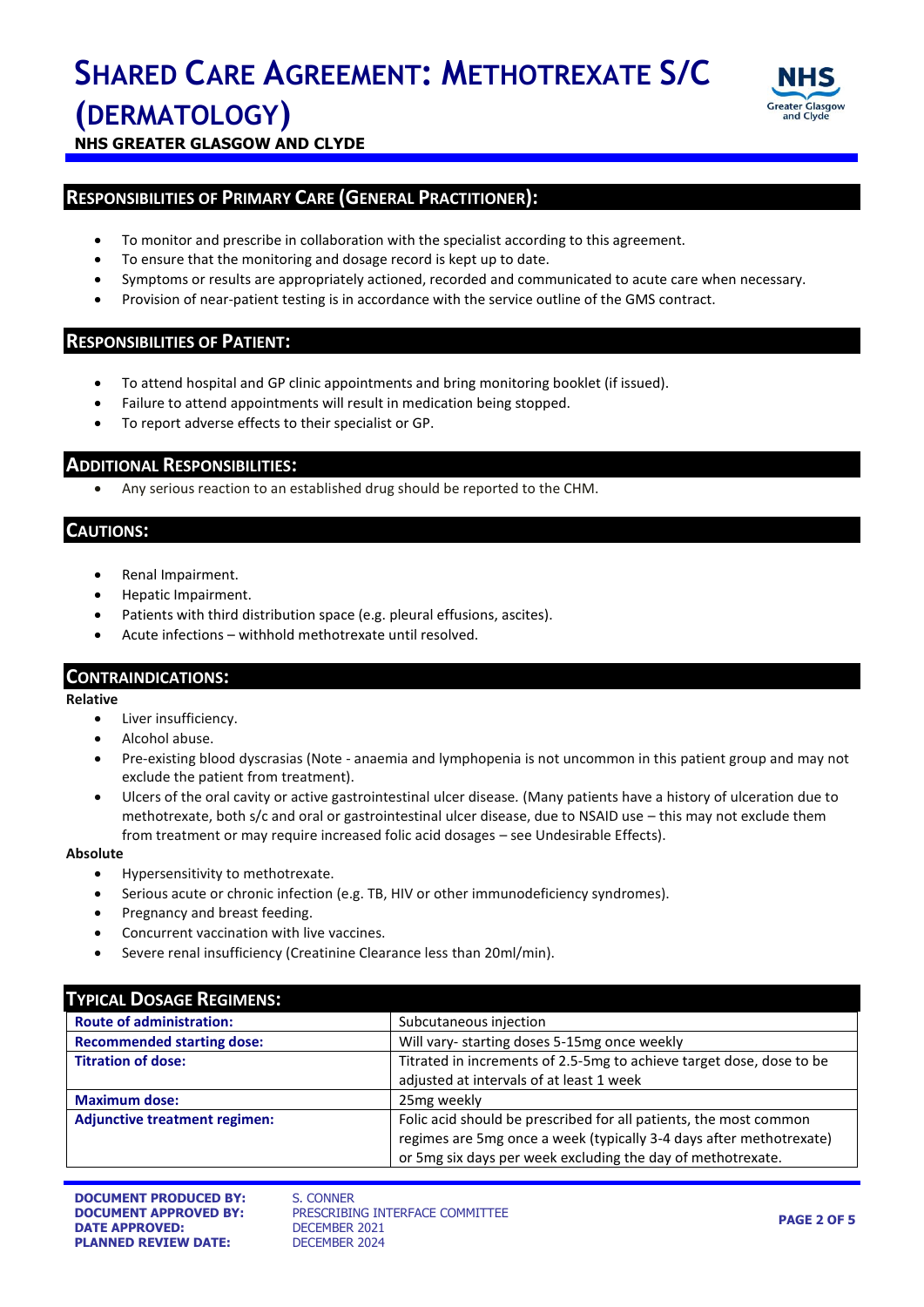## Responsibilities of Primary Care (General Practitioner):

- To monitor and prescribe in collaboration with the specialist according to this agreement.
- To ensure that the monitoring and dosage record is kept up to date.
- Symptoms or results are appropriately actioned, recorded and communicated to acute care when necessary.
- Provision of near-patient testing is in accordance with the service outline of the GMS contract.

## Responsibilities of Patient:

- To attend hospital and GP clinic appointments and bring monitoring booklet (if issued).
- Failure to attend appointments will result in medication being stopped.
- To report adverse effects to their specialist or GP.

## Additional Responsibilities:

- Any serious reaction to an established drug should be reported to the CHM.

## Cautions:

- Renal Impairment.
- Hepatic Impairment.
- Patients with third distribution space (e.g. pleural effusions, ascites).
- Acute infections – withhold methotrexate until resolved.

## Contraindications:

**Relative**

- Liver insufficiency.
- Alcohol abuse.
- Pre-existing blood dyscrasias (Note - anaemia and lymphopenia is not uncommon in this patient group and may not exclude the patient from treatment).
- Ulcers of the oral cavity or active gastrointestinal ulcer disease. (Many patients have a history of ulceration due to methotrexate, both s/c and oral or gastrointestinal ulcer disease, due to NSAID use – this may not exclude them from treatment or may require increased folic acid dosages – see Undesirable Effects).

**Absolute**

- Hypersensitivity to methotrexate.
- Serious acute or chronic infection (e.g. TB, HIV or other immunodeficiency syndromes).
- Pregnancy and breast feeding.
- Concurrent vaccination with live vaccines.
- Severe renal insufficiency (Creatinine Clearance less than 20ml/min).

## Typical Dosage Regimens:

| | |
|---|---|
| **Route of administration:** | Subcutaneous injection |
| **Recommended starting dose:** | Will vary- starting doses 5-15mg once weekly |
| **Titration of dose:** | Titrated in increments of 2.5-5mg to achieve target dose, dose to be adjusted at intervals of at least 1 week |
| **Maximum dose:** | 25mg weekly |
| **Adjunctive treatment regimen:** | Folic acid should be prescribed for all patients, the most common regimes are 5mg once a week (typically 3-4 days after methotrexate) or 5mg six days per week excluding the day of methotrexate. |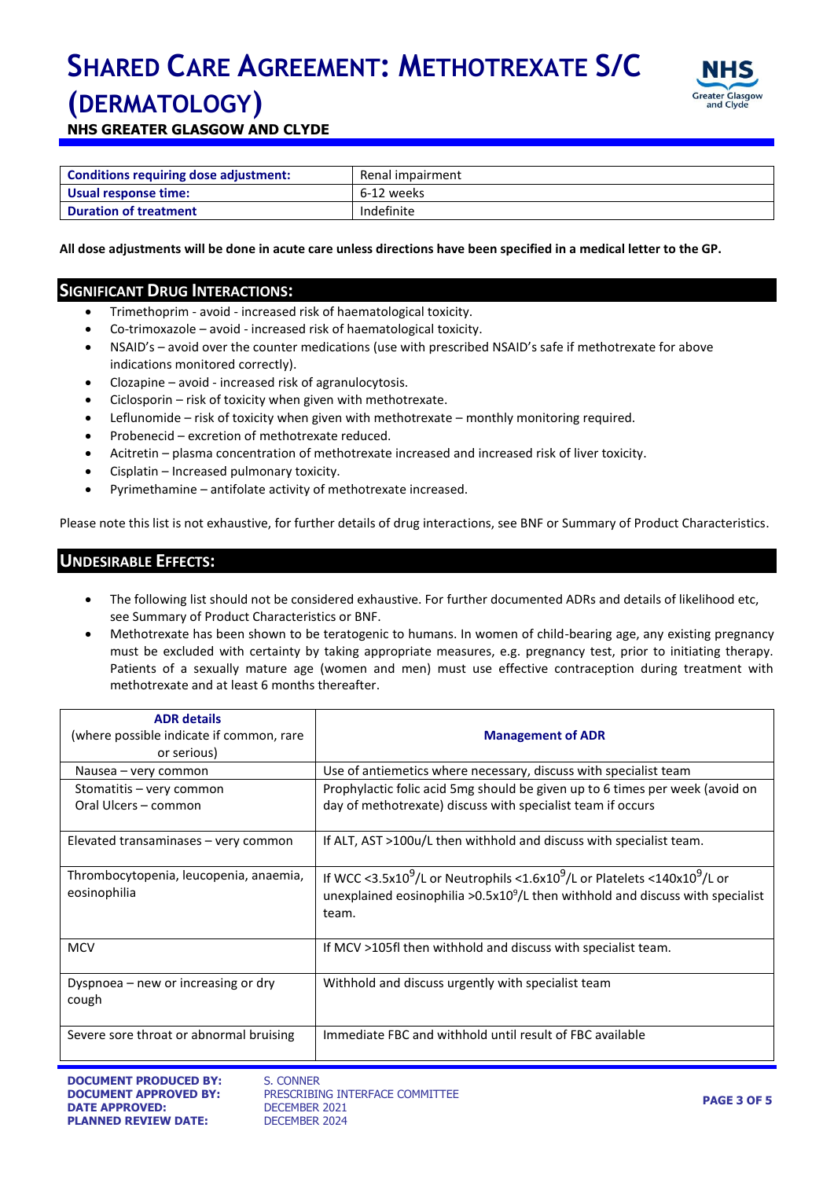# SHARED CARE AGREEMENT: METHOTREXATE S/C (DERMATOLOGY)

**NHS GREATER GLASGOW AND CLYDE**

| | |
|---|---|
| **Conditions requiring dose adjustment:** | Renal impairment |
| **Usual response time:** | 6-12 weeks |
| **Duration of treatment** | Indefinite |

**All dose adjustments will be done in acute care unless directions have been specified in a medical letter to the GP.**

## SIGNIFICANT DRUG INTERACTIONS:

- Trimethoprim – avoid - increased risk of haematological toxicity.
- Co-trimoxazole – avoid - increased risk of haematological toxicity.
- NSAID's – avoid over the counter medications (use with prescribed NSAID's safe if methotrexate for above indications monitored correctly).
- Clozapine – avoid - increased risk of agranulocytosis.
- Ciclosporin – risk of toxicity when given with methotrexate.
- Leflunomide – risk of toxicity when given with methotrexate – monthly monitoring required.
- Probenecid – excretion of methotrexate reduced.
- Acitretin – plasma concentration of methotrexate increased and increased risk of liver toxicity.
- Cisplatin – Increased pulmonary toxicity.
- Pyrimethamine – antifolate activity of methotrexate increased.

Please note this list is not exhaustive, for further details of drug interactions, see BNF or Summary of Product Characteristics.

## UNDESIRABLE EFFECTS:

- The following list should not be considered exhaustive. For further documented ADRs and details of likelihood etc, see Summary of Product Characteristics or BNF.
- Methotrexate has been shown to be teratogenic to humans. In women of child-bearing age, any existing pregnancy must be excluded with certainty by taking appropriate measures, e.g. pregnancy test, prior to initiating therapy. Patients of a sexually mature age (women and men) must use effective contraception during treatment with methotrexate and at least 6 months thereafter.

| **ADR details** (where possible indicate if common, rare or serious) | **Management of ADR** |
|---|---|
| Nausea – very common | Use of antiemetics where necessary, discuss with specialist team |
| Stomatitis – very common<br>Oral Ulcers – common | Prophylactic folic acid 5mg should be given up to 6 times per week (avoid on day of methotrexate) discuss with specialist team if occurs |
| Elevated transaminases – very common | If ALT, AST >100u/L then withhold and discuss with specialist team. |
| Thrombocytopenia, leucopenia, anaemia, eosinophilia | If WCC <$3.5\times10^9$/L or Neutrophils <$1.6\times10^9$/L or Platelets <$140\times10^9$/L or unexplained eosinophilia >$0.5\times10^9$/L then withhold and discuss with specialist team. |
| MCV | If MCV >105fl then withhold and discuss with specialist team. |
| Dyspnoea – new or increasing or dry cough | Withhold and discuss urgently with specialist team |
| Severe sore throat or abnormal bruising | Immediate FBC and withhold until result of FBC available |

**DOCUMENT PRODUCED BY:** S. CONNER
**DOCUMENT APPROVED BY:** PRESCRIBING INTERFACE COMMITTEE
**DATE APPROVED:** DECEMBER 2021
**PLANNED REVIEW DATE:** DECEMBER 2024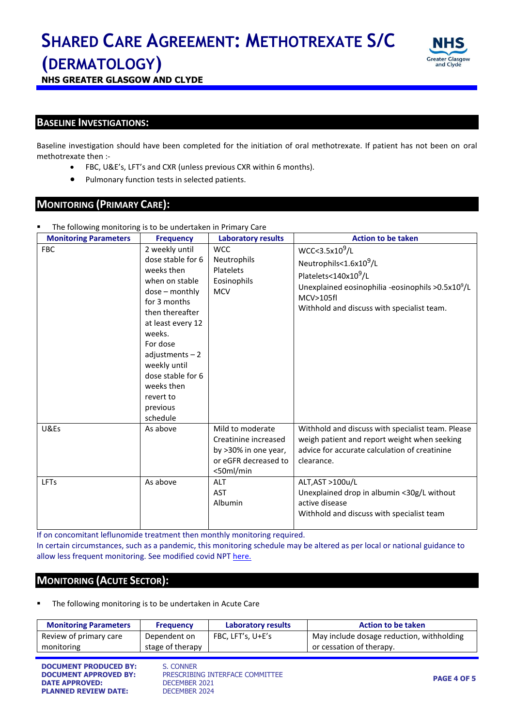## BASELINE INVESTIGATIONS:

Baseline investigation should have been completed for the initiation of oral methotrexate. If patient has not been on oral methotrexate then :-

- FBC, U&E's, LFT's and CXR (unless previous CXR within 6 months).
- Pulmonary function tests in selected patients.

## MONITORING (PRIMARY CARE):

- The following monitoring is to be undertaken in Primary Care

| Monitoring Parameters | Frequency | Laboratory results | Action to be taken |
|---|---|---|---|
| FBC | 2 weekly until dose stable for 6 weeks then when on stable dose – monthly for 3 months then thereafter at least every 12 weeks. For dose adjustments – 2 weekly until dose stable for 6 weeks then revert to previous schedule | WCC<br>Neutrophils<br>Platelets<br>Eosinophils<br>MCV | WCC<$3.5x10^9$/L<br>Neutrophils<$1.6x10^9$/L<br>Platelets<$140x10^9$/L<br>Unexplained eosinophilia -eosinophils >$0.5x10^9$/L<br>MCV>105fl<br>Withhold and discuss with specialist team. |
| U&Es | As above | Mild to moderate Creatinine increased by >30% in one year, or eGFR decreased to <50ml/min | Withhold and discuss with specialist team. Please weigh patient and report weight when seeking advice for accurate calculation of creatinine clearance. |
| LFTs | As above | ALT<br>AST<br>Albumin | ALT,AST >100u/L<br>Unexplained drop in albumin <30g/L without active disease<br>Withhold and discuss with specialist team |

If on concomitant leflunomide treatment then monthly monitoring required.
In certain circumstances, such as a pandemic, this monitoring schedule may be altered as per local or national guidance to allow less frequent monitoring. See modified covid NPT here.

## MONITORING (ACUTE SECTOR):

- The following monitoring is to be undertaken in Acute Care

| Monitoring Parameters | Frequency | Laboratory results | Action to be taken |
|---|---|---|---|
| Review of primary care monitoring | Dependent on stage of therapy | FBC, LFT's, U+E's | May include dosage reduction, withholding or cessation of therapy. |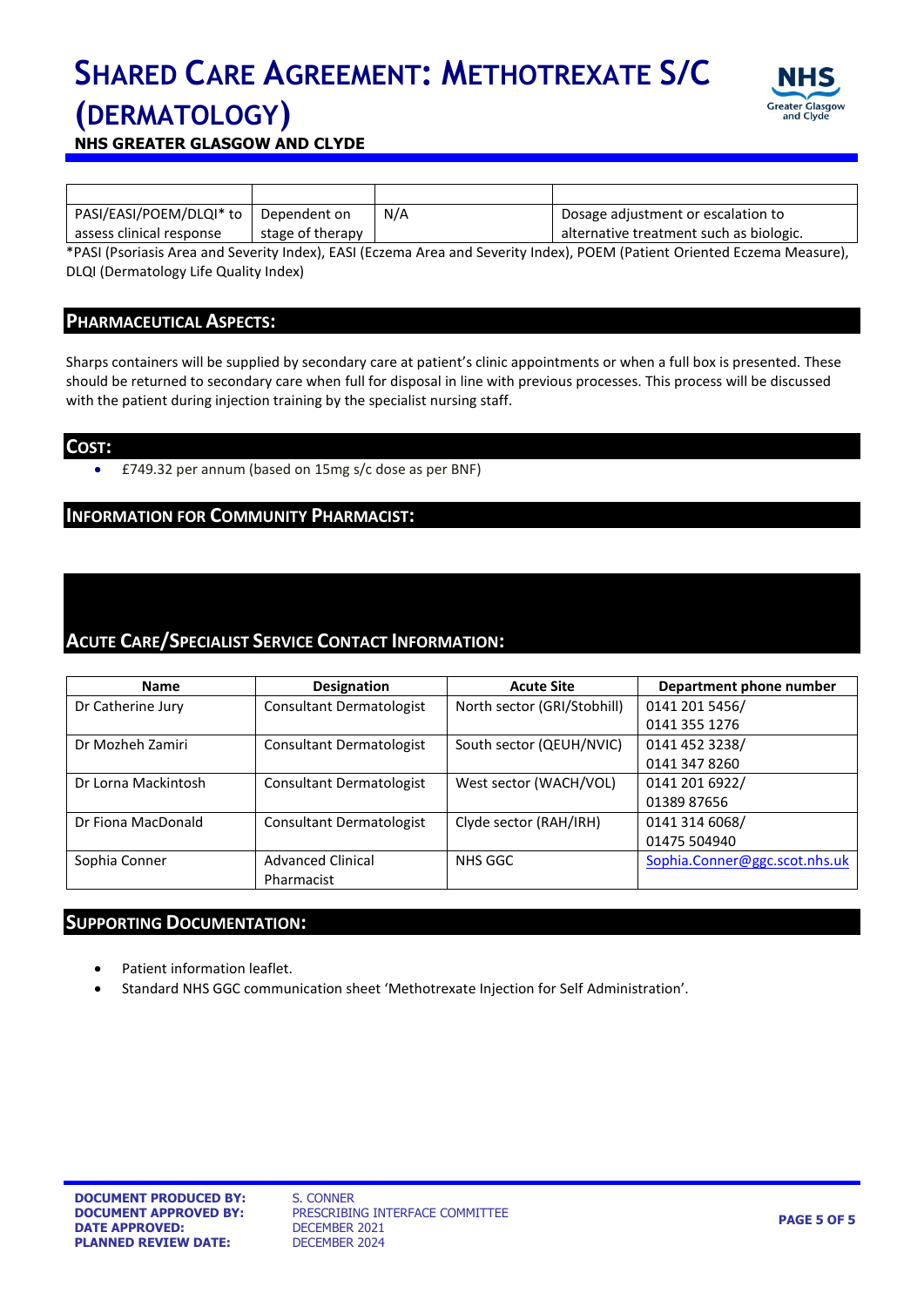| | | | |
|---|---|---|---|
| PASI/EASI/POEM/DLQI* to assess clinical response | Dependent on stage of therapy | N/A | Dosage adjustment or escalation to alternative treatment such as biologic. |

*PASI (Psoriasis Area and Severity Index), EASI (Eczema Area and Severity Index), POEM (Patient Oriented Eczema Measure), DLQI (Dermatology Life Quality Index)

## PHARMACEUTICAL ASPECTS:

Sharps containers will be supplied by secondary care at patient's clinic appointments or when a full box is presented. These should be returned to secondary care when full for disposal in line with previous processes. This process will be discussed with the patient during injection training by the specialist nursing staff.

## COST:

- £749.32 per annum (based on 15mg s/c dose as per BNF)

## INFORMATION FOR COMMUNITY PHARMACIST:

## ACUTE CARE/SPECIALIST SERVICE CONTACT INFORMATION:

| Name | Designation | Acute Site | Department phone number |
|---|---|---|---|
| Dr Catherine Jury | Consultant Dermatologist | North sector (GRI/Stobhill) | 0141 201 5456/ 0141 355 1276 |
| Dr Mozheh Zamiri | Consultant Dermatologist | South sector (QEUH/NVIC) | 0141 452 3238/ 0141 347 8260 |
| Dr Lorna Mackintosh | Consultant Dermatologist | West sector (WACH/VOL) | 0141 201 6922/ 01389 87656 |
| Dr Fiona MacDonald | Consultant Dermatologist | Clyde sector (RAH/IRH) | 0141 314 6068/ 01475 504940 |
| Sophia Conner | Advanced Clinical Pharmacist | NHS GGC | Sophia.Conner@ggc.scot.nhs.uk |

## SUPPORTING DOCUMENTATION:

- Patient information leaflet.
- Standard NHS GGC communication sheet 'Methotrexate Injection for Self Administration'.

**DOCUMENT PRODUCED BY:** S. CONNER
**DOCUMENT APPROVED BY:** PRESCRIBING INTERFACE COMMITTEE
**DATE APPROVED:** DECEMBER 2021
**PLANNED REVIEW DATE:** DECEMBER 2024